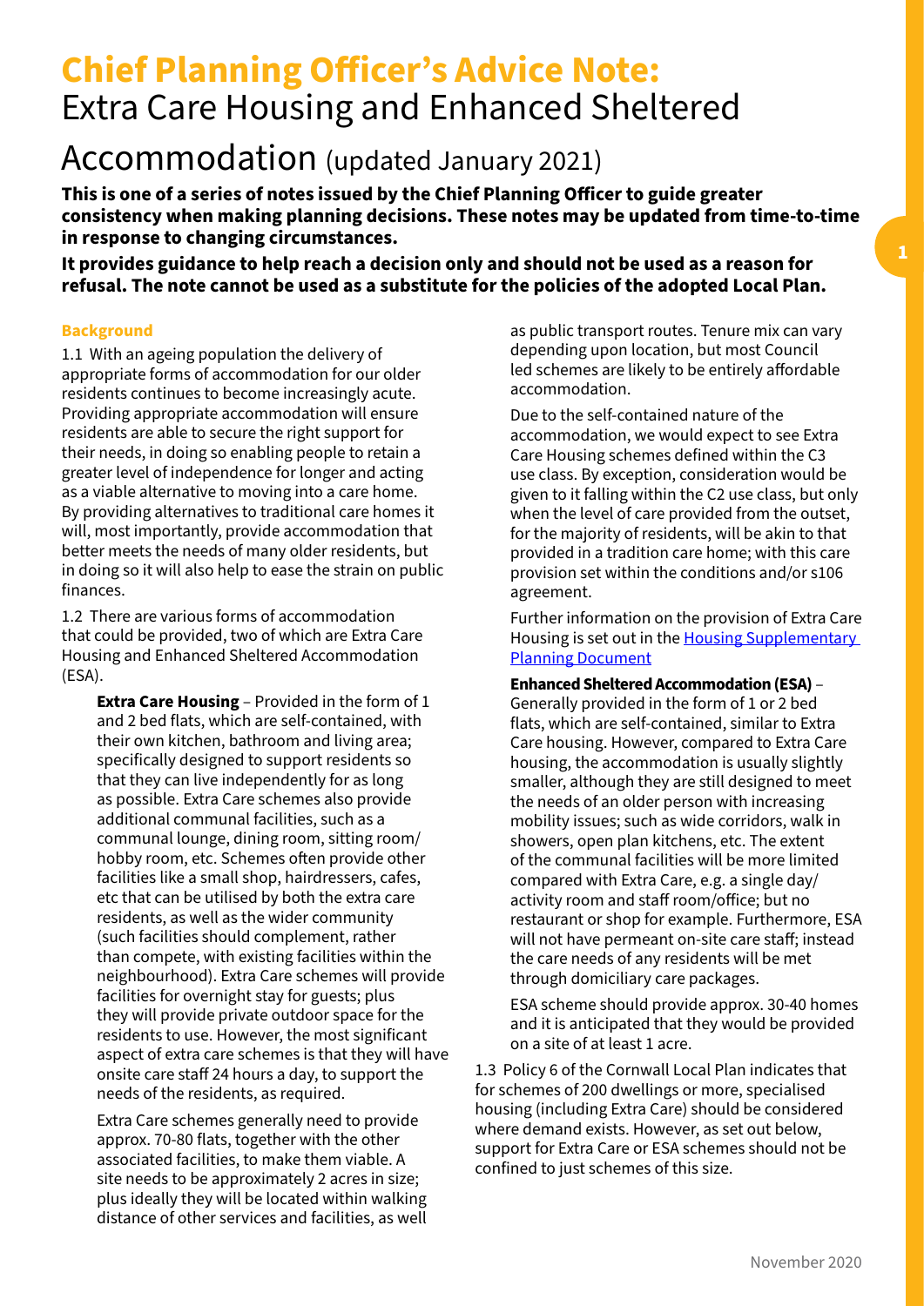# Chief Planning Officer's Advice Note: Extra Care Housing and Enhanced Sheltered Accommodation (updated January 2021)

**This is one of a series of notes issued by the Chief Planning Officer to guide greater consistency when making planning decisions. These notes may be updated from time-to-time in response to changing circumstances.**

**It provides guidance to help reach a decision only and should not be used as a reason for refusal. The note cannot be used as a substitute for the policies of the adopted Local Plan.**

## Background

1.1 With an ageing population the delivery of appropriate forms of accommodation for our older residents continues to become increasingly acute. Providing appropriate accommodation will ensure residents are able to secure the right support for their needs, in doing so enabling people to retain a greater level of independence for longer and acting as a viable alternative to moving into a care home. By providing alternatives to traditional care homes it will, most importantly, provide accommodation that better meets the needs of many older residents, but in doing so it will also help to ease the strain on public finances.

1.2 There are various forms of accommodation that could be provided, two of which are Extra Care Housing and Enhanced Sheltered Accommodation (ESA).

**Extra Care Housing** – Provided in the form of 1 and 2 bed flats, which are self-contained, with their own kitchen, bathroom and living area; specifically designed to support residents so that they can live independently for as long as possible. Extra Care schemes also provide additional communal facilities, such as a communal lounge, dining room, sitting room/hobby room, etc. Schemes often provide other facilities like a small shop, hairdressers, cafes, etc that can be utilised by both the extra care residents, as well as the wider community (such facilities should complement, rather than compete, with existing facilities within the neighbourhood). Extra Care schemes will provide facilities for overnight stay for guests; plus they will provide private outdoor space for the residents to use. However, the most significant aspect of extra care schemes is that they will have onsite care staff 24 hours a day, to support the needs of the residents, as required.

Extra Care schemes generally need to provide approx. 70-80 flats, together with the other associated facilities, to make them viable. A site needs to be approximately 2 acres in size; plus ideally they will be located within walking distance of other services and facilities, as well as public transport routes. Tenure mix can vary depending upon location, but most Council led schemes are likely to be entirely affordable accommodation.

Due to the self-contained nature of the accommodation, we would expect to see Extra Care Housing schemes defined within the C3 use class. By exception, consideration would be given to it falling within the C2 use class, but only when the level of care provided from the outset, for the majority of residents, will be akin to that provided in a tradition care home; with this care provision set within the conditions and/or s106 agreement.

Further information on the provision of Extra Care Housing is set out in the [Housing Supplementary Planning Document]

**Enhanced Sheltered Accommodation (ESA)** – Generally provided in the form of 1 or 2 bed flats, which are self-contained, similar to Extra Care housing. However, compared to Extra Care housing, the accommodation is usually slightly smaller, although they are still designed to meet the needs of an older person with increasing mobility issues; such as wide corridors, walk in showers, open plan kitchens, etc. The extent of the communal facilities will be more limited compared with Extra Care, e.g. a single day/activity room and staff room/office; but no restaurant or shop for example. Furthermore, ESA will not have permeant on-site care staff; instead the care needs of any residents will be met through domiciliary care packages.

ESA scheme should provide approx. 30-40 homes and it is anticipated that they would be provided on a site of at least 1 acre.

1.3 Policy 6 of the Cornwall Local Plan indicates that for schemes of 200 dwellings or more, specialised housing (including Extra Care) should be considered where demand exists. However, as set out below, support for Extra Care or ESA schemes should not be confined to just schemes of this size.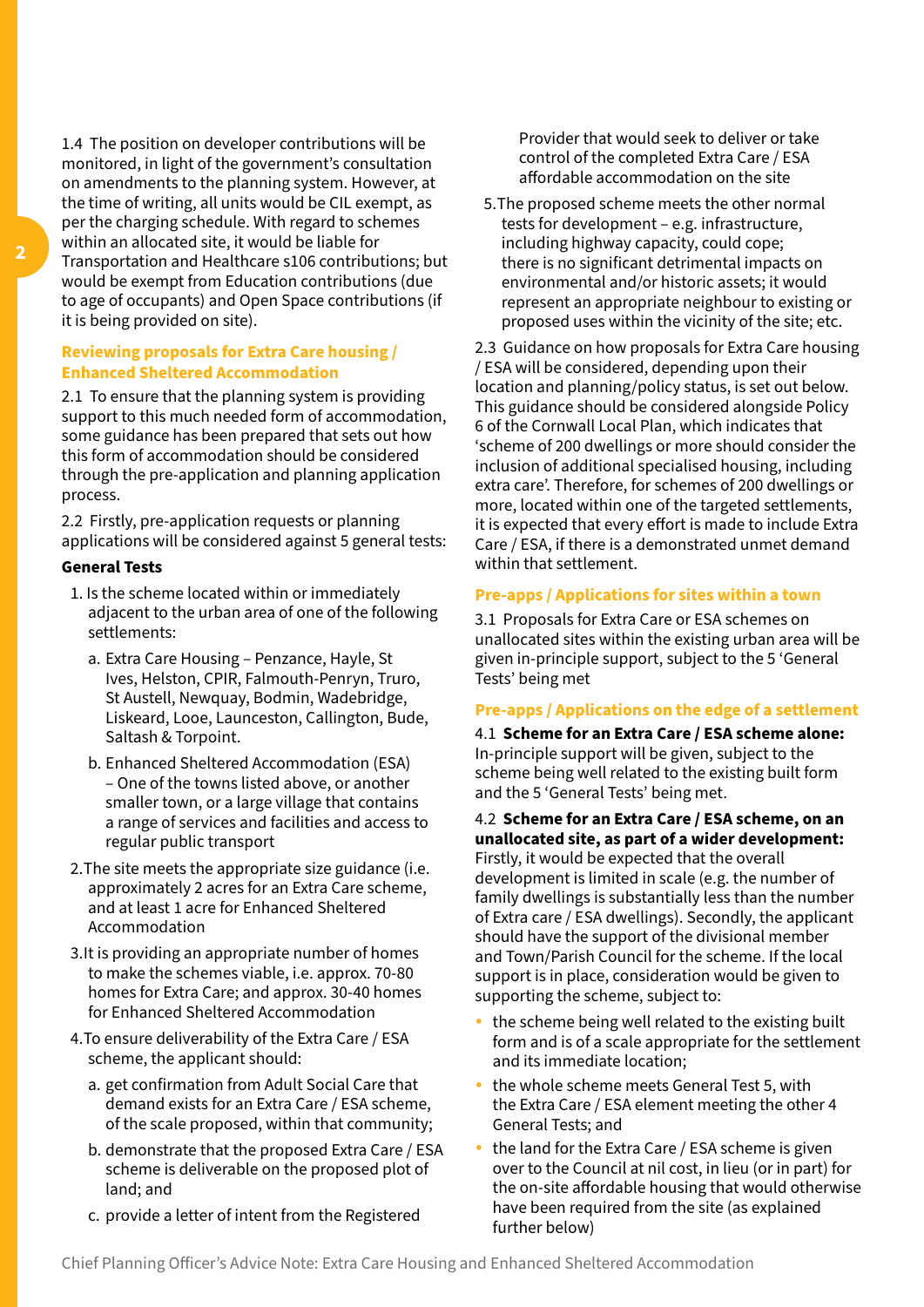1.4 The position on developer contributions will be monitored, in light of the government's consultation on amendments to the planning system. However, at the time of writing, all units would be CIL exempt, as per the charging schedule. With regard to schemes within an allocated site, it would be liable for Transportation and Healthcare s106 contributions; but would be exempt from Education contributions (due to age of occupants) and Open Space contributions (if it is being provided on site).

## Reviewing proposals for Extra Care housing / Enhanced Sheltered Accommodation

2.1 To ensure that the planning system is providing support to this much needed form of accommodation, some guidance has been prepared that sets out how this form of accommodation should be considered through the pre-application and planning application process.

2.2 Firstly, pre-application requests or planning applications will be considered against 5 general tests:

**General Tests**

1. Is the scheme located within or immediately adjacent to the urban area of one of the following settlements:
   a. Extra Care Housing – Penzance, Hayle, St Ives, Helston, CPIR, Falmouth-Penryn, Truro, St Austell, Newquay, Bodmin, Wadebridge, Liskeard, Looe, Launceston, Callington, Bude, Saltash & Torpoint.
   b. Enhanced Sheltered Accommodation (ESA) – One of the towns listed above, or another smaller town, or a large village that contains a range of services and facilities and access to regular public transport
2. The site meets the appropriate size guidance (i.e. approximately 2 acres for an Extra Care scheme, and at least 1 acre for Enhanced Sheltered Accommodation
3. It is providing an appropriate number of homes to make the schemes viable, i.e. approx. 70-80 homes for Extra Care; and approx. 30-40 homes for Enhanced Sheltered Accommodation
4. To ensure deliverability of the Extra Care / ESA scheme, the applicant should:
   a. get confirmation from Adult Social Care that demand exists for an Extra Care / ESA scheme, of the scale proposed, within that community;
   b. demonstrate that the proposed Extra Care / ESA scheme is deliverable on the proposed plot of land; and
   c. provide a letter of intent from the Registered Provider that would seek to deliver or take control of the completed Extra Care / ESA affordable accommodation on the site
5. The proposed scheme meets the other normal tests for development – e.g. infrastructure, including highway capacity, could cope; there is no significant detrimental impacts on environmental and/or historic assets; it would represent an appropriate neighbour to existing or proposed uses within the vicinity of the site; etc.

2.3 Guidance on how proposals for Extra Care housing / ESA will be considered, depending upon their location and planning/policy status, is set out below. This guidance should be considered alongside Policy 6 of the Cornwall Local Plan, which indicates that 'scheme of 200 dwellings or more should consider the inclusion of additional specialised housing, including extra care'. Therefore, for schemes of 200 dwellings or more, located within one of the targeted settlements, it is expected that every effort is made to include Extra Care / ESA, if there is a demonstrated unmet demand within that settlement.

## Pre-apps / Applications for sites within a town

3.1 Proposals for Extra Care or ESA schemes on unallocated sites within the existing urban area will be given in-principle support, subject to the 5 'General Tests' being met

## Pre-apps / Applications on the edge of a settlement

4.1 **Scheme for an Extra Care / ESA scheme alone:** In-principle support will be given, subject to the scheme being well related to the existing built form and the 5 'General Tests' being met.

4.2 **Scheme for an Extra Care / ESA scheme, on an unallocated site, as part of a wider development:** Firstly, it would be expected that the overall development is limited in scale (e.g. the number of family dwellings is substantially less than the number of Extra care / ESA dwellings). Secondly, the applicant should have the support of the divisional member and Town/Parish Council for the scheme. If the local support is in place, consideration would be given to supporting the scheme, subject to:

- the scheme being well related to the existing built form and is of a scale appropriate for the settlement and its immediate location;
- the whole scheme meets General Test 5, with the Extra Care / ESA element meeting the other 4 General Tests; and
- the land for the Extra Care / ESA scheme is given over to the Council at nil cost, in lieu (or in part) for the on-site affordable housing that would otherwise have been required from the site (as explained further below)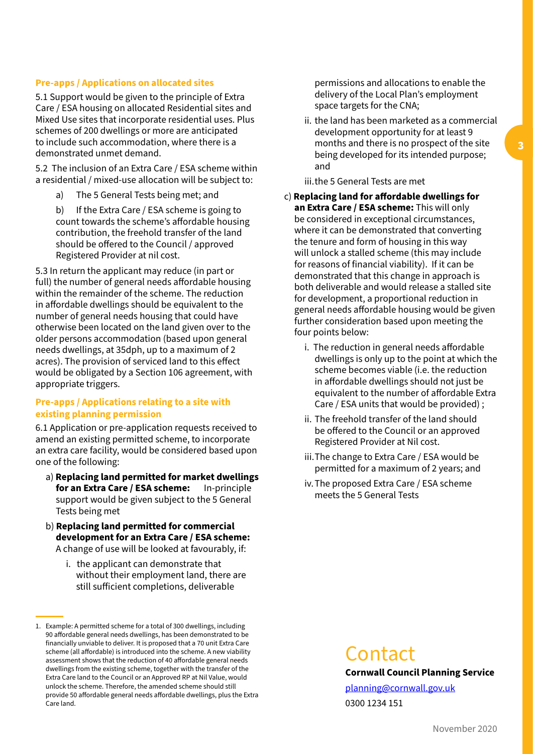### Pre-apps / Applications on allocated sites

5.1 Support would be given to the principle of Extra Care / ESA housing on allocated Residential sites and Mixed Use sites that incorporate residential uses. Plus schemes of 200 dwellings or more are anticipated to include such accommodation, where there is a demonstrated unmet demand.

5.2 The inclusion of an Extra Care / ESA scheme within a residential / mixed-use allocation will be subject to:

a) The 5 General Tests being met; and

b) If the Extra Care / ESA scheme is going to count towards the scheme's affordable housing contribution, the freehold transfer of the land should be offered to the Council / approved Registered Provider at nil cost.

5.3 In return the applicant may reduce (in part or full) the number of general needs affordable housing within the remainder of the scheme. The reduction in affordable dwellings should be equivalent to the number of general needs housing that could have otherwise been located on the land given over to the older persons accommodation (based upon general needs dwellings, at 35dph, up to a maximum of 2 acres). The provision of serviced land to this effect would be obligated by a Section 106 agreement, with appropriate triggers.

### Pre-apps / Applications relating to a site with existing planning permission

6.1 Application or pre-application requests received to amend an existing permitted scheme, to incorporate an extra care facility, would be considered based upon one of the following:

a) **Replacing land permitted for market dwellings for an Extra Care / ESA scheme:** In-principle support would be given subject to the 5 General Tests being met

b) **Replacing land permitted for commercial development for an Extra Care / ESA scheme:** A change of use will be looked at favourably, if:

  i. the applicant can demonstrate that without their employment land, there are still sufficient completions, deliverable permissions and allocations to enable the delivery of the Local Plan's employment space targets for the CNA;

  ii. the land has been marketed as a commercial development opportunity for at least 9 months and there is no prospect of the site being developed for its intended purpose; and

  iii. the 5 General Tests are met

c) **Replacing land for affordable dwellings for an Extra Care / ESA scheme:** This will only be considered in exceptional circumstances, where it can be demonstrated that converting the tenure and form of housing in this way will unlock a stalled scheme (this may include for reasons of financial viability). If it can be demonstrated that this change in approach is both deliverable and would release a stalled site for development, a proportional reduction in general needs affordable housing would be given further consideration based upon meeting the four points below:

  i. The reduction in general needs affordable dwellings is only up to the point at which the scheme becomes viable (i.e. the reduction in affordable dwellings should not just be equivalent to the number of affordable Extra Care / ESA units that would be provided) ;

  ii. The freehold transfer of the land should be offered to the Council or an approved Registered Provider at Nil cost.

  iii. The change to Extra Care / ESA would be permitted for a maximum of 2 years; and

  iv. The proposed Extra Care / ESA scheme meets the 5 General Tests

# Contact

**Cornwall Council Planning Service**

planning@cornwall.gov.uk

0300 1234 151

November 2020

---

1. Example: A permitted scheme for a total of 300 dwellings, including 90 affordable general needs dwellings, has been demonstrated to be financially unviable to deliver. It is proposed that a 70 unit Extra Care scheme (all affordable) is introduced into the scheme. A new viability assessment shows that the reduction of 40 affordable general needs dwellings from the existing scheme, together with the transfer of the Extra Care land to the Council or an Approved RP at Nil Value, would unlock the scheme. Therefore, the amended scheme should still provide 50 affordable general needs affordable dwellings, plus the Extra Care land.